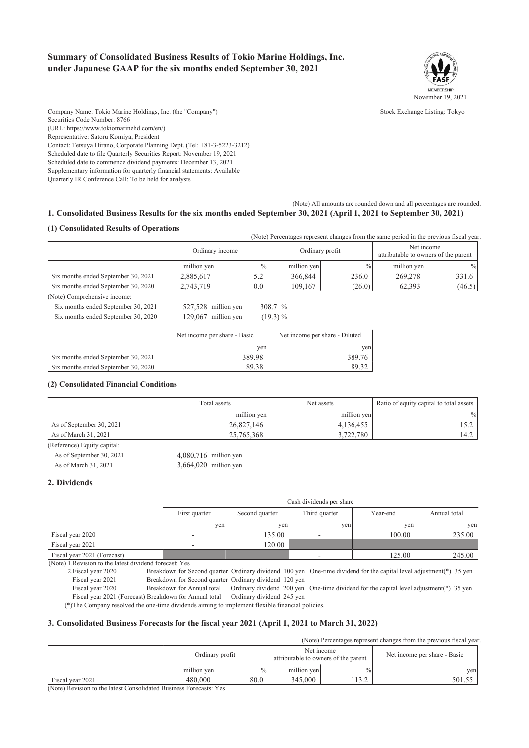# Summary of Consolidated Business Results of Tokio Marine Holdings, Inc. under Japanese GAAP for the six months ended September 30, 2021

November 19, 2021

Company Name: Tokio Marine Holdings, Inc. (the "Company")
Stock Exchange Listing: Tokyo
Securities Code Number: 8766
(URL: https://www.tokiomarinehd.com/en/)
Representative: Satoru Komiya, President
Contact: Tetsuya Hirano, Corporate Planning Dept. (Tel: +81-3-5223-3212)
Scheduled date to file Quarterly Securities Report: November 19, 2021
Scheduled date to commence dividend payments: December 13, 2021
Supplementary information for quarterly financial statements: Available
Quarterly IR Conference Call: To be held for analysts

(Note) All amounts are rounded down and all percentages are rounded.

## 1. Consolidated Business Results for the six months ended September 30, 2021 (April 1, 2021 to September 30, 2021)

### (1) Consolidated Results of Operations

(Note) Percentages represent changes from the same period in the previous fiscal year.

| | Ordinary income | | Ordinary profit | | Net income attributable to owners of the parent | |
|---|---|---|---|---|---|---|
| | million yen | % | million yen | % | million yen | % |
| Six months ended September 30, 2021 | 2,885,617 | 5.2 | 366,844 | 236.0 | 269,278 | 331.6 |
| Six months ended September 30, 2020 | 2,743,719 | 0.0 | 109,167 | (26.0) | 62,393 | (46.5) |

(Note) Comprehensive income:
Six months ended September 30, 2021 527,528 million yen 308.7 %
Six months ended September 30, 2020 129,067 million yen (19.3) %

| | Net income per share - Basic | Net income per share - Diluted |
|---|---|---|
| | yen | yen |
| Six months ended September 30, 2021 | 389.98 | 389.76 |
| Six months ended September 30, 2020 | 89.38 | 89.32 |

### (2) Consolidated Financial Conditions

| | Total assets | Net assets | Ratio of equity capital to total assets |
|---|---|---|---|
| | million yen | million yen | % |
| As of September 30, 2021 | 26,827,146 | 4,136,455 | 15.2 |
| As of March 31, 2021 | 25,765,368 | 3,722,780 | 14.2 |

(Reference) Equity capital:
As of September 30, 2021 4,080,716 million yen
As of March 31, 2021 3,664,020 million yen

## 2. Dividends

| | Cash dividends per share | | | | |
|---|---|---|---|---|---|
| | First quarter | Second quarter | Third quarter | Year-end | Annual total |
| | yen | yen | yen | yen | yen |
| Fiscal year 2020 | - | 135.00 | - | 100.00 | 235.00 |
| Fiscal year 2021 | - | 120.00 | | | |
| Fiscal year 2021 (Forecast) | | | - | 125.00 | 245.00 |

(Note) 1.Revision to the latest dividend forecast: Yes
2.Fiscal year 2020 Breakdown for Second quarter Ordinary dividend 100 yen One-time dividend for the capital level adjustment(*) 35 yen
Fiscal year 2021 Breakdown for Second quarter Ordinary dividend 120 yen
Fiscal year 2020 Breakdown for Annual total Ordinary dividend 200 yen One-time dividend for the capital level adjustment(*) 35 yen
Fiscal year 2021 (Forecast) Breakdown for Annual total Ordinary dividend 245 yen
(*)The Company resolved the one-time dividends aiming to implement flexible financial policies.

## 3. Consolidated Business Forecasts for the fiscal year 2021 (April 1, 2021 to March 31, 2022)

(Note) Percentages represent changes from the previous fiscal year.

| | Ordinary profit | | Net income attributable to owners of the parent | | Net income per share - Basic |
|---|---|---|---|---|---|
| | million yen | % | million yen | % | yen |
| Fiscal year 2021 | 480,000 | 80.0 | 345,000 | 113.2 | 501.55 |

(Note) Revision to the latest Consolidated Business Forecasts: Yes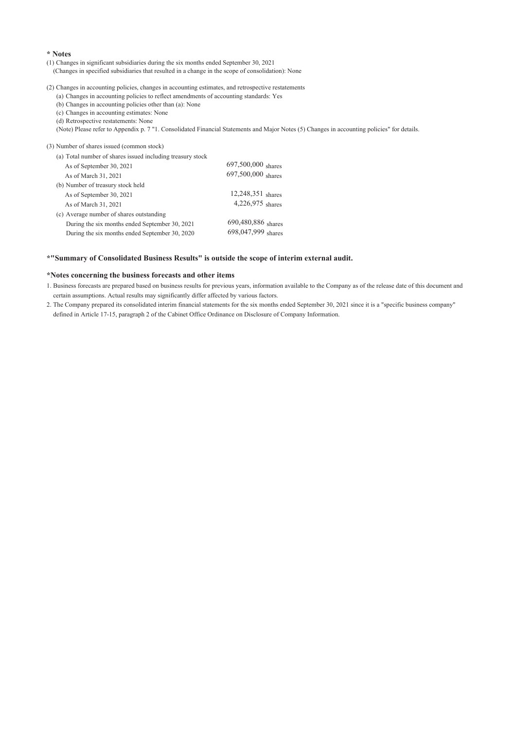**\* Notes**

(1) Changes in significant subsidiaries during the six months ended September 30, 2021
(Changes in specified subsidiaries that resulted in a change in the scope of consolidation): None

(2) Changes in accounting policies, changes in accounting estimates, and retrospective restatements
- (a) Changes in accounting policies to reflect amendments of accounting standards: Yes
- (b) Changes in accounting policies other than (a): None
- (c) Changes in accounting estimates: None
- (d) Retrospective restatements: None

(Note) Please refer to Appendix p. 7 "1. Consolidated Financial Statements and Major Notes (5) Changes in accounting policies" for details.

(3) Number of shares issued (common stock)

| | |
|---|---|
| (a) Total number of shares issued including treasury stock | |
| As of September 30, 2021 | 697,500,000 shares |
| As of March 31, 2021 | 697,500,000 shares |
| (b) Number of treasury stock held | |
| As of September 30, 2021 | 12,248,351 shares |
| As of March 31, 2021 | 4,226,975 shares |
| (c) Average number of shares outstanding | |
| During the six months ended September 30, 2021 | 690,480,886 shares |
| During the six months ended September 30, 2020 | 698,047,999 shares |

**\*"Summary of Consolidated Business Results" is outside the scope of interim external audit.**

**\*Notes concerning the business forecasts and other items**

1. Business forecasts are prepared based on business results for previous years, information available to the Company as of the release date of this document and certain assumptions. Actual results may significantly differ affected by various factors.
2. The Company prepared its consolidated interim financial statements for the six months ended September 30, 2021 since it is a "specific business company" defined in Article 17-15, paragraph 2 of the Cabinet Office Ordinance on Disclosure of Company Information.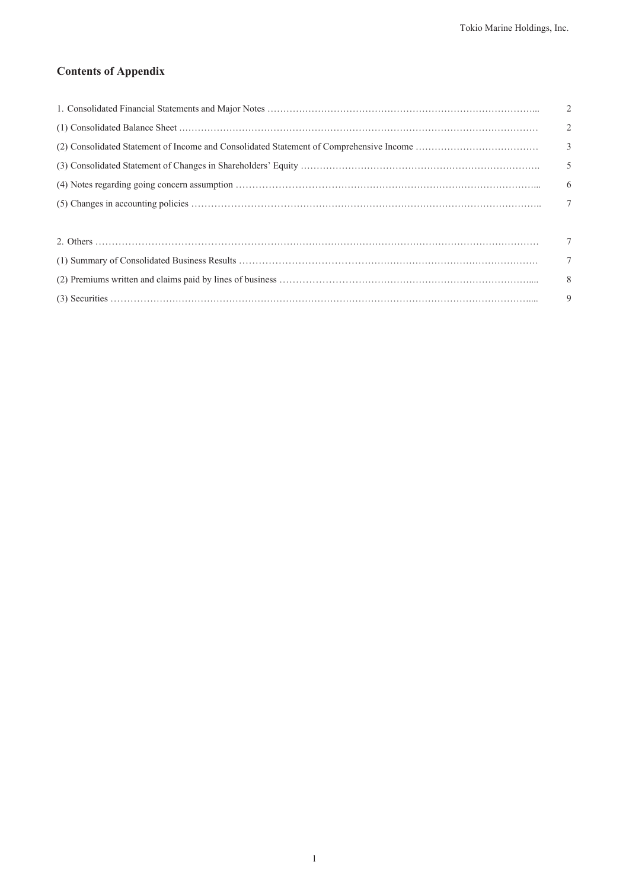## Contents of Appendix

| | |
|---|---|
| 1. Consolidated Financial Statements and Major Notes ………………………………………………………………………….. | 2 |
| (1) Consolidated Balance Sheet ……………………………………………………………………………………………… | 2 |
| (2) Consolidated Statement of Income and Consolidated Statement of Comprehensive Income ………………………………… | 3 |
| (3) Consolidated Statement of Changes in Shareholders' Equity ………………………………………………………………. | 5 |
| (4) Notes regarding going concern assumption ……………………………………………………………………………... | 6 |
| (5) Changes in accounting policies ……………………………………………………………………………………………….. | 7 |
| | |
| 2. Others ……………………………………………………………………………………………………………………… | 7 |
| (1) Summary of Consolidated Business Results ……………………………………………………………………………… | 7 |
| (2) Premiums written and claims paid by lines of business ……………………………………………………………….... | 8 |
| (3) Securities …………………………………………………………………………………………………………….... | 9 |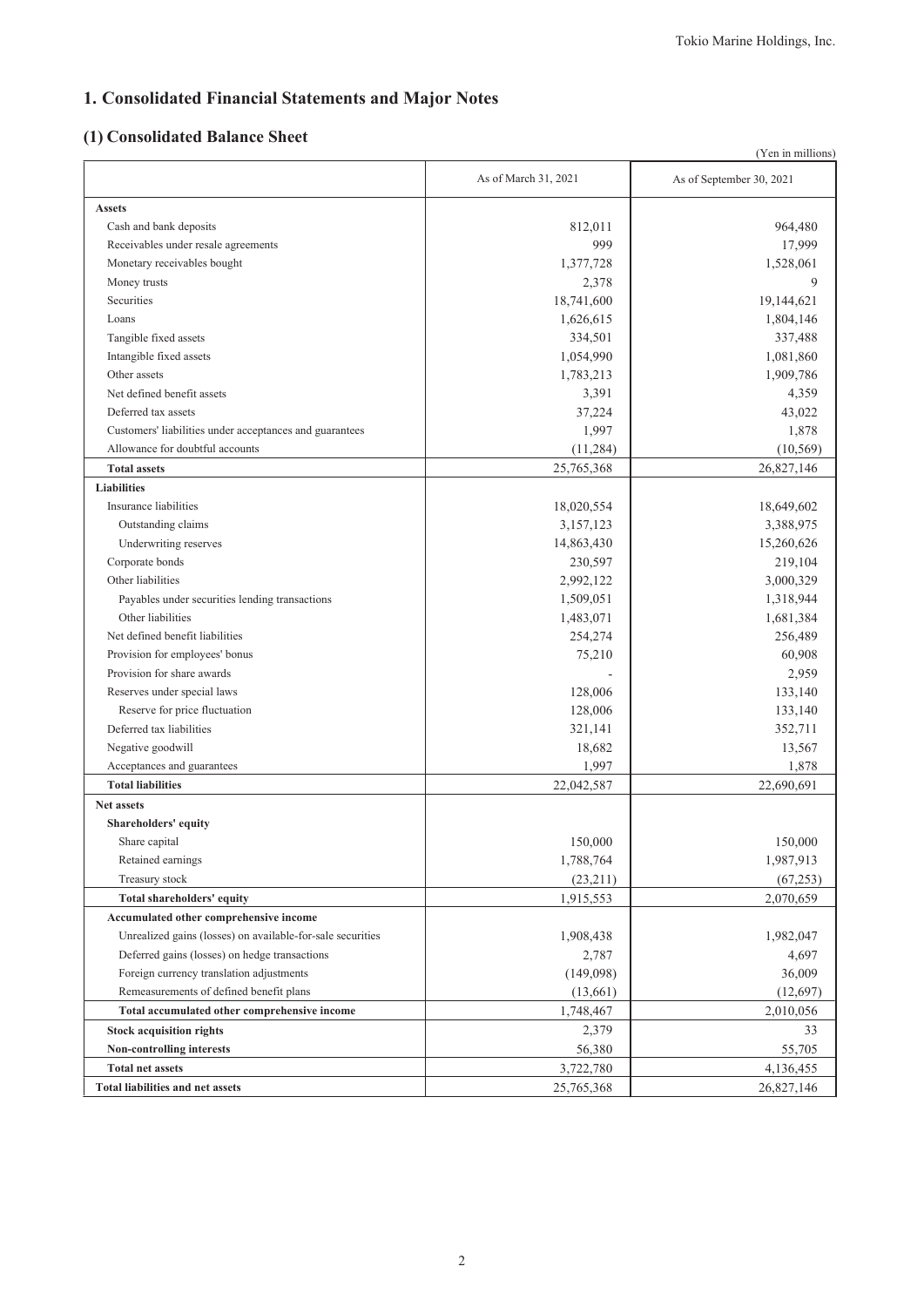## 1. Consolidated Financial Statements and Major Notes

### (1) Consolidated Balance Sheet

(Yen in millions)

| | As of March 31, 2021 | As of September 30, 2021 |
|---|---|---|
| **Assets** | | |
| Cash and bank deposits | 812,011 | 964,480 |
| Receivables under resale agreements | 999 | 17,999 |
| Monetary receivables bought | 1,377,728 | 1,528,061 |
| Money trusts | 2,378 | 9 |
| Securities | 18,741,600 | 19,144,621 |
| Loans | 1,626,615 | 1,804,146 |
| Tangible fixed assets | 334,501 | 337,488 |
| Intangible fixed assets | 1,054,990 | 1,081,860 |
| Other assets | 1,783,213 | 1,909,786 |
| Net defined benefit assets | 3,391 | 4,359 |
| Deferred tax assets | 37,224 | 43,022 |
| Customers' liabilities under acceptances and guarantees | 1,997 | 1,878 |
| Allowance for doubtful accounts | (11,284) | (10,569) |
| **Total assets** | 25,765,368 | 26,827,146 |
| **Liabilities** | | |
| Insurance liabilities | 18,020,554 | 18,649,602 |
| Outstanding claims | 3,157,123 | 3,388,975 |
| Underwriting reserves | 14,863,430 | 15,260,626 |
| Corporate bonds | 230,597 | 219,104 |
| Other liabilities | 2,992,122 | 3,000,329 |
| Payables under securities lending transactions | 1,509,051 | 1,318,944 |
| Other liabilities | 1,483,071 | 1,681,384 |
| Net defined benefit liabilities | 254,274 | 256,489 |
| Provision for employees' bonus | 75,210 | 60,908 |
| Provision for share awards | - | 2,959 |
| Reserves under special laws | 128,006 | 133,140 |
| Reserve for price fluctuation | 128,006 | 133,140 |
| Deferred tax liabilities | 321,141 | 352,711 |
| Negative goodwill | 18,682 | 13,567 |
| Acceptances and guarantees | 1,997 | 1,878 |
| **Total liabilities** | 22,042,587 | 22,690,691 |
| **Net assets** | | |
| **Shareholders' equity** | | |
| Share capital | 150,000 | 150,000 |
| Retained earnings | 1,788,764 | 1,987,913 |
| Treasury stock | (23,211) | (67,253) |
| **Total shareholders' equity** | 1,915,553 | 2,070,659 |
| **Accumulated other comprehensive income** | | |
| Unrealized gains (losses) on available-for-sale securities | 1,908,438 | 1,982,047 |
| Deferred gains (losses) on hedge transactions | 2,787 | 4,697 |
| Foreign currency translation adjustments | (149,098) | 36,009 |
| Remeasurements of defined benefit plans | (13,661) | (12,697) |
| **Total accumulated other comprehensive income** | 1,748,467 | 2,010,056 |
| **Stock acquisition rights** | 2,379 | 33 |
| **Non-controlling interests** | 56,380 | 55,705 |
| **Total net assets** | 3,722,780 | 4,136,455 |
| **Total liabilities and net assets** | 25,765,368 | 26,827,146 |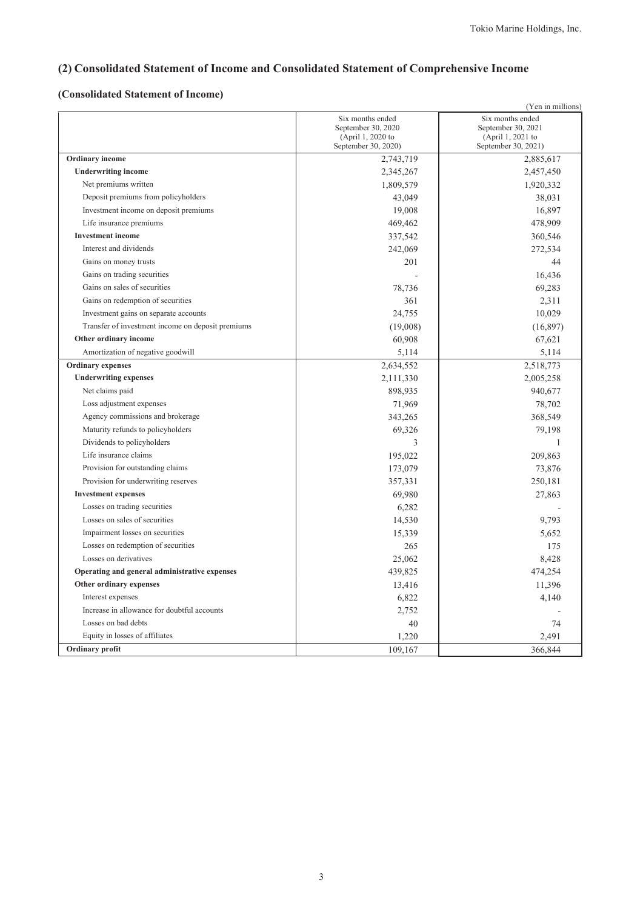## (2) Consolidated Statement of Income and Consolidated Statement of Comprehensive Income

### (Consolidated Statement of Income)

(Yen in millions)

| | Six months ended September 30, 2020 (April 1, 2020 to September 30, 2020) | Six months ended September 30, 2021 (April 1, 2021 to September 30, 2021) |
|---|---|---|
| **Ordinary income** | 2,743,719 | 2,885,617 |
| **Underwriting income** | 2,345,267 | 2,457,450 |
| Net premiums written | 1,809,579 | 1,920,332 |
| Deposit premiums from policyholders | 43,049 | 38,031 |
| Investment income on deposit premiums | 19,008 | 16,897 |
| Life insurance premiums | 469,462 | 478,909 |
| **Investment income** | 337,542 | 360,546 |
| Interest and dividends | 242,069 | 272,534 |
| Gains on money trusts | 201 | 44 |
| Gains on trading securities | - | 16,436 |
| Gains on sales of securities | 78,736 | 69,283 |
| Gains on redemption of securities | 361 | 2,311 |
| Investment gains on separate accounts | 24,755 | 10,029 |
| Transfer of investment income on deposit premiums | (19,008) | (16,897) |
| **Other ordinary income** | 60,908 | 67,621 |
| Amortization of negative goodwill | 5,114 | 5,114 |
| **Ordinary expenses** | 2,634,552 | 2,518,773 |
| **Underwriting expenses** | 2,111,330 | 2,005,258 |
| Net claims paid | 898,935 | 940,677 |
| Loss adjustment expenses | 71,969 | 78,702 |
| Agency commissions and brokerage | 343,265 | 368,549 |
| Maturity refunds to policyholders | 69,326 | 79,198 |
| Dividends to policyholders | 3 | 1 |
| Life insurance claims | 195,022 | 209,863 |
| Provision for outstanding claims | 173,079 | 73,876 |
| Provision for underwriting reserves | 357,331 | 250,181 |
| **Investment expenses** | 69,980 | 27,863 |
| Losses on trading securities | 6,282 | - |
| Losses on sales of securities | 14,530 | 9,793 |
| Impairment losses on securities | 15,339 | 5,652 |
| Losses on redemption of securities | 265 | 175 |
| Losses on derivatives | 25,062 | 8,428 |
| **Operating and general administrative expenses** | 439,825 | 474,254 |
| **Other ordinary expenses** | 13,416 | 11,396 |
| Interest expenses | 6,822 | 4,140 |
| Increase in allowance for doubtful accounts | 2,752 | - |
| Losses on bad debts | 40 | 74 |
| Equity in losses of affiliates | 1,220 | 2,491 |
| **Ordinary profit** | 109,167 | 366,844 |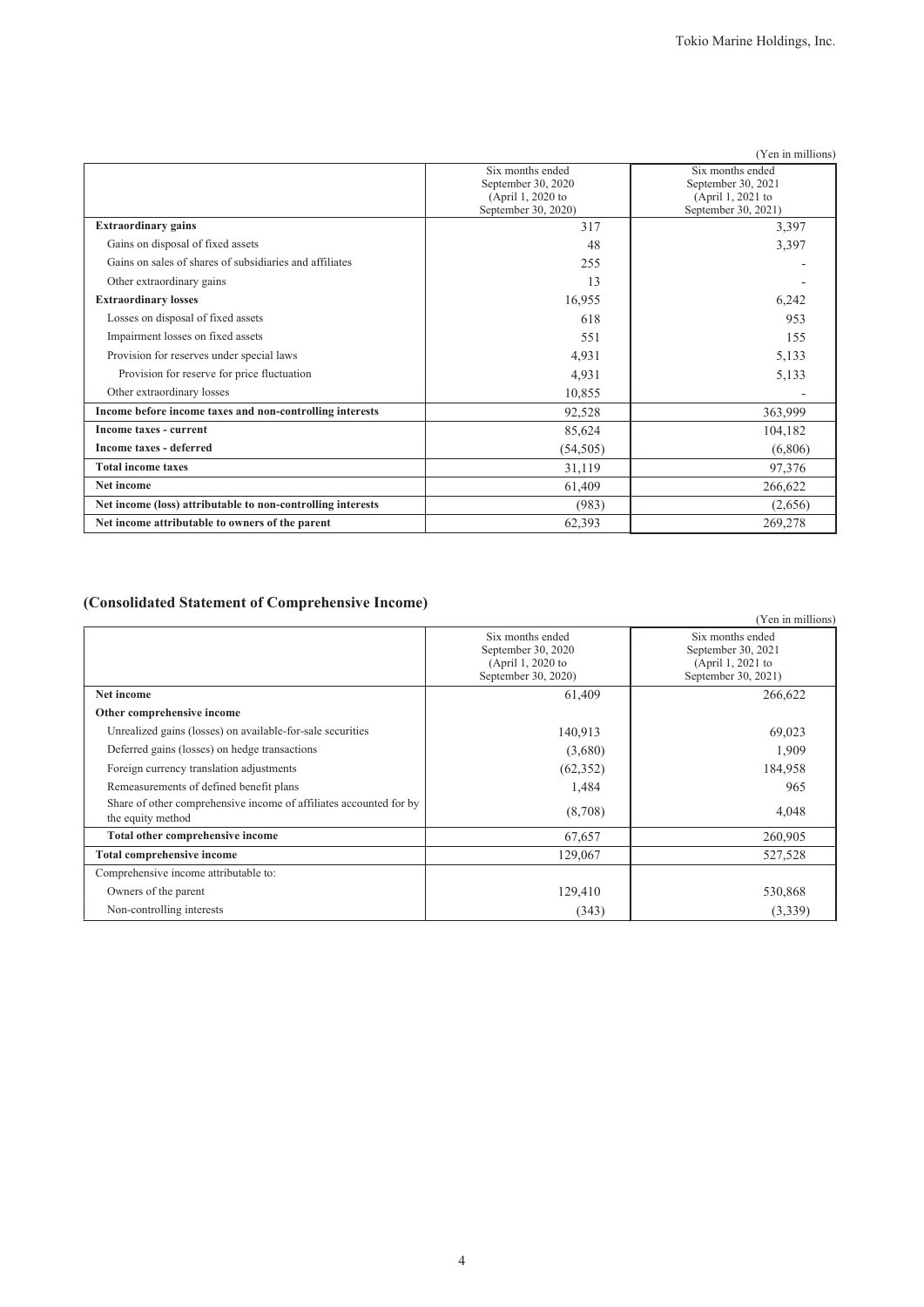(Yen in millions)

| | Six months ended September 30, 2020 (April 1, 2020 to September 30, 2020) | Six months ended September 30, 2021 (April 1, 2021 to September 30, 2021) |
|---|---|---|
| **Extraordinary gains** | 317 | 3,397 |
| Gains on disposal of fixed assets | 48 | 3,397 |
| Gains on sales of shares of subsidiaries and affiliates | 255 | - |
| Other extraordinary gains | 13 | - |
| **Extraordinary losses** | 16,955 | 6,242 |
| Losses on disposal of fixed assets | 618 | 953 |
| Impairment losses on fixed assets | 551 | 155 |
| Provision for reserves under special laws | 4,931 | 5,133 |
| Provision for reserve for price fluctuation | 4,931 | 5,133 |
| Other extraordinary losses | 10,855 | - |
| **Income before income taxes and non-controlling interests** | 92,528 | 363,999 |
| **Income taxes - current** | 85,624 | 104,182 |
| **Income taxes - deferred** | (54,505) | (6,806) |
| **Total income taxes** | 31,119 | 97,376 |
| **Net income** | 61,409 | 266,622 |
| **Net income (loss) attributable to non-controlling interests** | (983) | (2,656) |
| **Net income attributable to owners of the parent** | 62,393 | 269,278 |

## (Consolidated Statement of Comprehensive Income)

(Yen in millions)

| | Six months ended September 30, 2020 (April 1, 2020 to September 30, 2020) | Six months ended September 30, 2021 (April 1, 2021 to September 30, 2021) |
|---|---|---|
| **Net income** | 61,409 | 266,622 |
| **Other comprehensive income** | | |
| Unrealized gains (losses) on available-for-sale securities | 140,913 | 69,023 |
| Deferred gains (losses) on hedge transactions | (3,680) | 1,909 |
| Foreign currency translation adjustments | (62,352) | 184,958 |
| Remeasurements of defined benefit plans | 1,484 | 965 |
| Share of other comprehensive income of affiliates accounted for by the equity method | (8,708) | 4,048 |
| **Total other comprehensive income** | 67,657 | 260,905 |
| **Total comprehensive income** | 129,067 | 527,528 |
| Comprehensive income attributable to: | | |
| Owners of the parent | 129,410 | 530,868 |
| Non-controlling interests | (343) | (3,339) |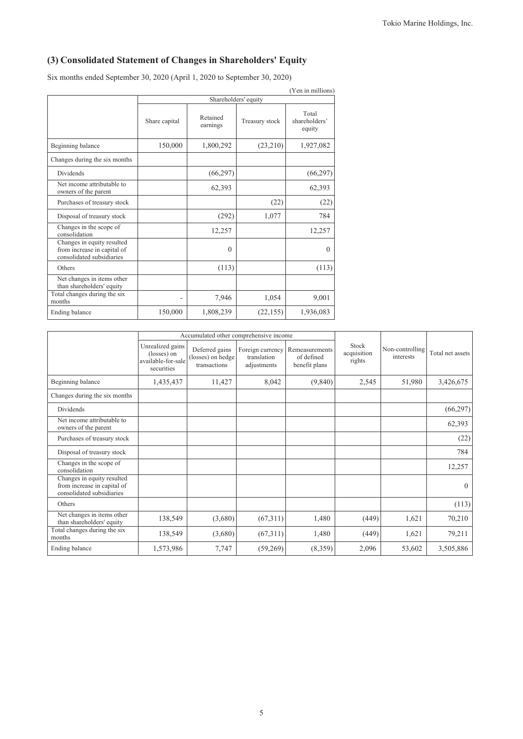## (3) Consolidated Statement of Changes in Shareholders' Equity

Six months ended September 30, 2020 (April 1, 2020 to September 30, 2020)

(Yen in millions)

| | Shareholders' equity | | | |
|---|---|---|---|---|
| | Share capital | Retained earnings | Treasury stock | Total shareholders' equity |
| Beginning balance | 150,000 | 1,800,292 | (23,210) | 1,927,082 |
| Changes during the six months | | | | |
| Dividends | | (66,297) | | (66,297) |
| Net income attributable to owners of the parent | | 62,393 | | 62,393 |
| Purchases of treasury stock | | | (22) | (22) |
| Disposal of treasury stock | | (292) | 1,077 | 784 |
| Changes in the scope of consolidation | | 12,257 | | 12,257 |
| Changes in equity resulted from increase in capital of consolidated subsidiaries | | 0 | | 0 |
| Others | | (113) | | (113) |
| Net changes in items other than shareholders' equity | | | | |
| Total changes during the six months | - | 7,946 | 1,054 | 9,001 |
| Ending balance | 150,000 | 1,808,239 | (22,155) | 1,936,083 |

| | Accumulated other comprehensive income | | | | Stock acquisition rights | Non-controlling interests | Total net assets |
|---|---|---|---|---|---|---|---|
| | Unrealized gains (losses) on available-for-sale securities | Deferred gains (losses) on hedge transactions | Foreign currency translation adjustments | Remeasurements of defined benefit plans | | | |
| Beginning balance | 1,435,437 | 11,427 | 8,042 | (9,840) | 2,545 | 51,980 | 3,426,675 |
| Changes during the six months | | | | | | | |
| Dividends | | | | | | | (66,297) |
| Net income attributable to owners of the parent | | | | | | | 62,393 |
| Purchases of treasury stock | | | | | | | (22) |
| Disposal of treasury stock | | | | | | | 784 |
| Changes in the scope of consolidation | | | | | | | 12,257 |
| Changes in equity resulted from increase in capital of consolidated subsidiaries | | | | | | | 0 |
| Others | | | | | | | (113) |
| Net changes in items other than shareholders' equity | 138,549 | (3,680) | (67,311) | 1,480 | (449) | 1,621 | 70,210 |
| Total changes during the six months | 138,549 | (3,680) | (67,311) | 1,480 | (449) | 1,621 | 79,211 |
| Ending balance | 1,573,986 | 7,747 | (59,269) | (8,359) | 2,096 | 53,602 | 3,505,886 |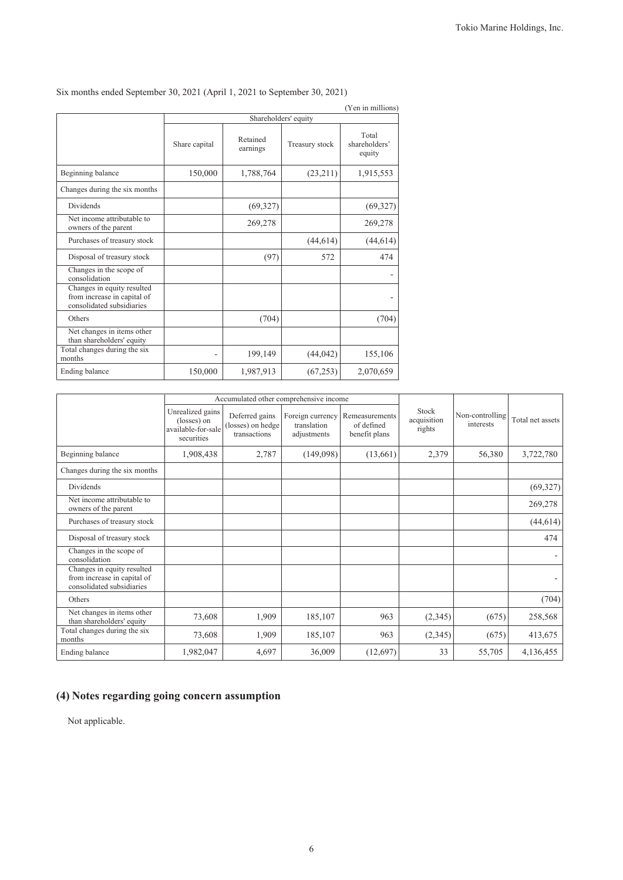Six months ended September 30, 2021 (April 1, 2021 to September 30, 2021)

(Yen in millions)

| | Shareholders' equity | | | |
|---|---|---|---|---|
| | Share capital | Retained earnings | Treasury stock | Total shareholders' equity |
| Beginning balance | 150,000 | 1,788,764 | (23,211) | 1,915,553 |
| Changes during the six months | | | | |
| Dividends | | (69,327) | | (69,327) |
| Net income attributable to owners of the parent | | 269,278 | | 269,278 |
| Purchases of treasury stock | | | (44,614) | (44,614) |
| Disposal of treasury stock | | (97) | 572 | 474 |
| Changes in the scope of consolidation | | | | - |
| Changes in equity resulted from increase in capital of consolidated subsidiaries | | | | - |
| Others | | (704) | | (704) |
| Net changes in items other than shareholders' equity | | | | |
| Total changes during the six months | - | 199,149 | (44,042) | 155,106 |
| Ending balance | 150,000 | 1,987,913 | (67,253) | 2,070,659 |

| | Accumulated other comprehensive income | | | | | | |
|---|---|---|---|---|---|---|---|
| | Unrealized gains (losses) on available-for-sale securities | Deferred gains (losses) on hedge transactions | Foreign currency translation adjustments | Remeasurements of defined benefit plans | Stock acquisition rights | Non-controlling interests | Total net assets |
| Beginning balance | 1,908,438 | 2,787 | (149,098) | (13,661) | 2,379 | 56,380 | 3,722,780 |
| Changes during the six months | | | | | | | |
| Dividends | | | | | | | (69,327) |
| Net income attributable to owners of the parent | | | | | | | 269,278 |
| Purchases of treasury stock | | | | | | | (44,614) |
| Disposal of treasury stock | | | | | | | 474 |
| Changes in the scope of consolidation | | | | | | | - |
| Changes in equity resulted from increase in capital of consolidated subsidiaries | | | | | | | - |
| Others | | | | | | | (704) |
| Net changes in items other than shareholders' equity | 73,608 | 1,909 | 185,107 | 963 | (2,345) | (675) | 258,568 |
| Total changes during the six months | 73,608 | 1,909 | 185,107 | 963 | (2,345) | (675) | 413,675 |
| Ending balance | 1,982,047 | 4,697 | 36,009 | (12,697) | 33 | 55,705 | 4,136,455 |

## (4) Notes regarding going concern assumption

Not applicable.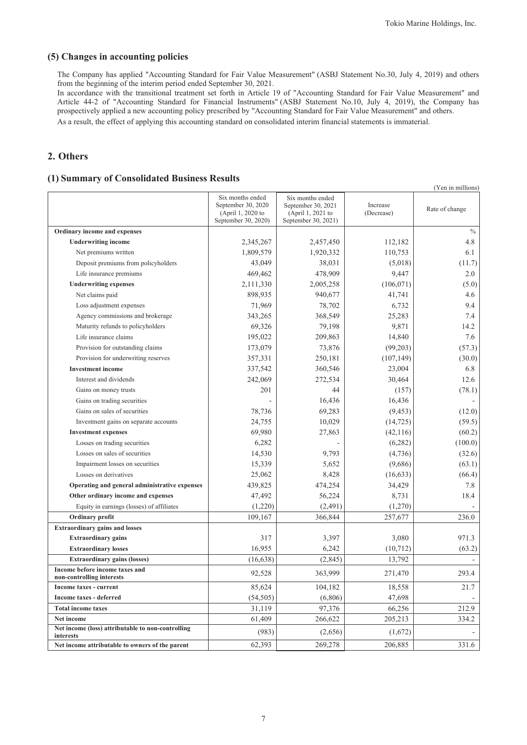### (5) Changes in accounting policies

The Company has applied "Accounting Standard for Fair Value Measurement" (ASBJ Statement No.30, July 4, 2019) and others from the beginning of the interim period ended September 30, 2021.

In accordance with the transitional treatment set forth in Article 19 of "Accounting Standard for Fair Value Measurement" and Article 44-2 of "Accounting Standard for Financial Instruments" (ASBJ Statement No.10, July 4, 2019), the Company has prospectively applied a new accounting policy prescribed by "Accounting Standard for Fair Value Measurement" and others.

As a result, the effect of applying this accounting standard on consolidated interim financial statements is immaterial.

## 2. Others

### (1) Summary of Consolidated Business Results

(Yen in millions)

| | Six months ended September 30, 2020 (April 1, 2020 to September 30, 2020) | Six months ended September 30, 2021 (April 1, 2021 to September 30, 2021) | Increase (Decrease) | Rate of change |
|---|---|---|---|---|
| **Ordinary income and expenses** | | | | % |
| **Underwriting income** | 2,345,267 | 2,457,450 | 112,182 | 4.8 |
| Net premiums written | 1,809,579 | 1,920,332 | 110,753 | 6.1 |
| Deposit premiums from policyholders | 43,049 | 38,031 | (5,018) | (11.7) |
| Life insurance premiums | 469,462 | 478,909 | 9,447 | 2.0 |
| **Underwriting expenses** | 2,111,330 | 2,005,258 | (106,071) | (5.0) |
| Net claims paid | 898,935 | 940,677 | 41,741 | 4.6 |
| Loss adjustment expenses | 71,969 | 78,702 | 6,732 | 9.4 |
| Agency commissions and brokerage | 343,265 | 368,549 | 25,283 | 7.4 |
| Maturity refunds to policyholders | 69,326 | 79,198 | 9,871 | 14.2 |
| Life insurance claims | 195,022 | 209,863 | 14,840 | 7.6 |
| Provision for outstanding claims | 173,079 | 73,876 | (99,203) | (57.3) |
| Provision for underwriting reserves | 357,331 | 250,181 | (107,149) | (30.0) |
| **Investment income** | 337,542 | 360,546 | 23,004 | 6.8 |
| Interest and dividends | 242,069 | 272,534 | 30,464 | 12.6 |
| Gains on money trusts | 201 | 44 | (157) | (78.1) |
| Gains on trading securities | - | 16,436 | 16,436 | - |
| Gains on sales of securities | 78,736 | 69,283 | (9,453) | (12.0) |
| Investment gains on separate accounts | 24,755 | 10,029 | (14,725) | (59.5) |
| **Investment expenses** | 69,980 | 27,863 | (42,116) | (60.2) |
| Losses on trading securities | 6,282 | - | (6,282) | (100.0) |
| Losses on sales of securities | 14,530 | 9,793 | (4,736) | (32.6) |
| Impairment losses on securities | 15,339 | 5,652 | (9,686) | (63.1) |
| Losses on derivatives | 25,062 | 8,428 | (16,633) | (66.4) |
| **Operating and general administrative expenses** | 439,825 | 474,254 | 34,429 | 7.8 |
| **Other ordinary income and expenses** | 47,492 | 56,224 | 8,731 | 18.4 |
| Equity in earnings (losses) of affiliates | (1,220) | (2,491) | (1,270) | - |
| **Ordinary profit** | 109,167 | 366,844 | 257,677 | 236.0 |
| **Extraordinary gains and losses** | | | | |
| **Extraordinary gains** | 317 | 3,397 | 3,080 | 971.3 |
| **Extraordinary losses** | 16,955 | 6,242 | (10,712) | (63.2) |
| **Extraordinary gains (losses)** | (16,638) | (2,845) | 13,792 | - |
| **Income before income taxes and non-controlling interests** | 92,528 | 363,999 | 271,470 | 293.4 |
| **Income taxes - current** | 85,624 | 104,182 | 18,558 | 21.7 |
| **Income taxes - deferred** | (54,505) | (6,806) | 47,698 | - |
| **Total income taxes** | 31,119 | 97,376 | 66,256 | 212.9 |
| **Net income** | 61,409 | 266,622 | 205,213 | 334.2 |
| **Net income (loss) attributable to non-controlling interests** | (983) | (2,656) | (1,672) | - |
| **Net income attributable to owners of the parent** | 62,393 | 269,278 | 206,885 | 331.6 |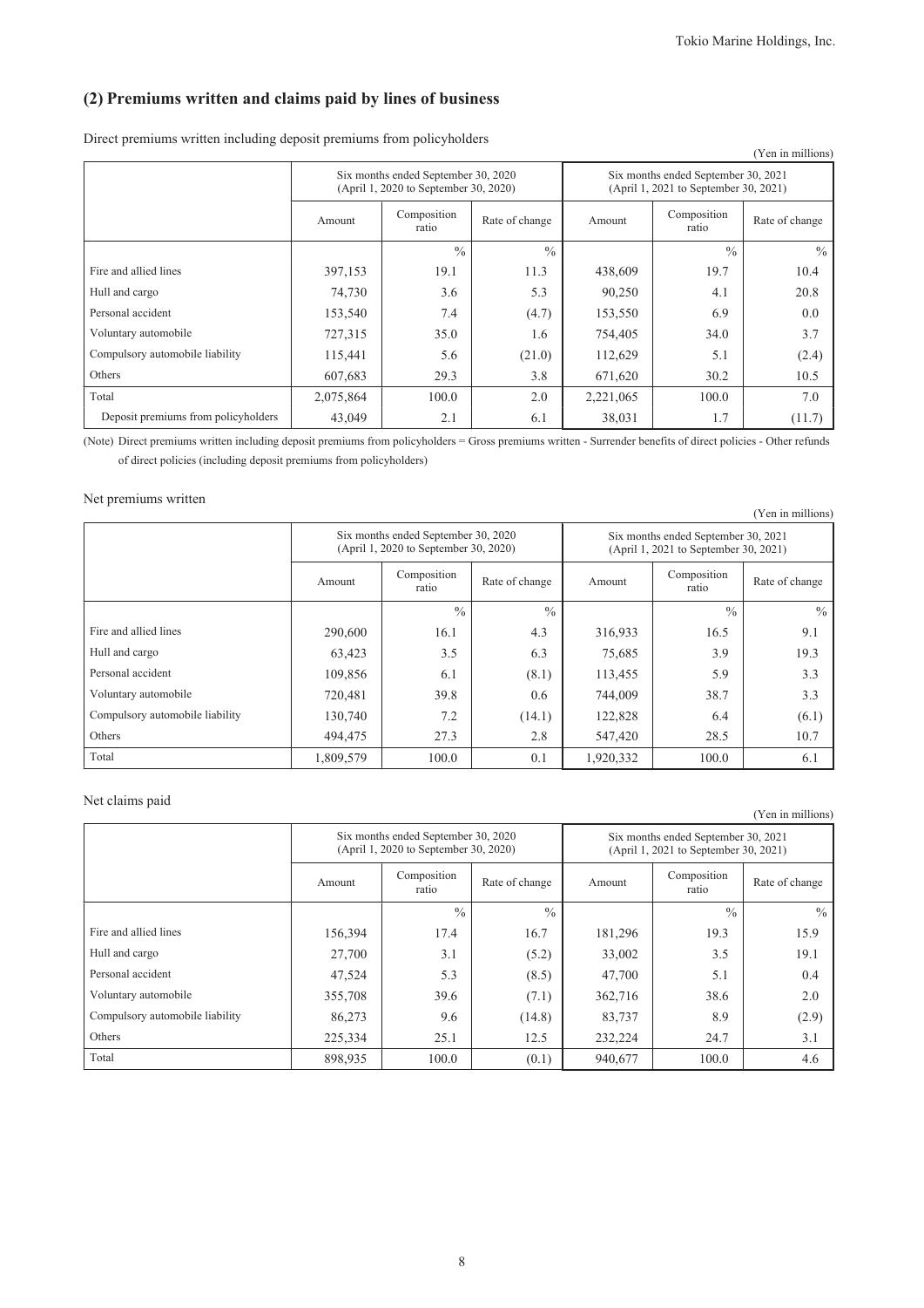## (2) Premiums written and claims paid by lines of business

Direct premiums written including deposit premiums from policyholders

(Yen in millions)

| | Six months ended September 30, 2020 (April 1, 2020 to September 30, 2020) | | | Six months ended September 30, 2021 (April 1, 2021 to September 30, 2021) | | |
|---|---|---|---|---|---|---|
| | Amount | Composition ratio | Rate of change | Amount | Composition ratio | Rate of change |
| | | % | % | | % | % |
| Fire and allied lines | 397,153 | 19.1 | 11.3 | 438,609 | 19.7 | 10.4 |
| Hull and cargo | 74,730 | 3.6 | 5.3 | 90,250 | 4.1 | 20.8 |
| Personal accident | 153,540 | 7.4 | (4.7) | 153,550 | 6.9 | 0.0 |
| Voluntary automobile | 727,315 | 35.0 | 1.6 | 754,405 | 34.0 | 3.7 |
| Compulsory automobile liability | 115,441 | 5.6 | (21.0) | 112,629 | 5.1 | (2.4) |
| Others | 607,683 | 29.3 | 3.8 | 671,620 | 30.2 | 10.5 |
| Total | 2,075,864 | 100.0 | 2.0 | 2,221,065 | 100.0 | 7.0 |
| Deposit premiums from policyholders | 43,049 | 2.1 | 6.1 | 38,031 | 1.7 | (11.7) |

(Note) Direct premiums written including deposit premiums from policyholders = Gross premiums written - Surrender benefits of direct policies - Other refunds of direct policies (including deposit premiums from policyholders)

Net premiums written

(Yen in millions)

| | Six months ended September 30, 2020 (April 1, 2020 to September 30, 2020) | | | Six months ended September 30, 2021 (April 1, 2021 to September 30, 2021) | | |
|---|---|---|---|---|---|---|
| | Amount | Composition ratio | Rate of change | Amount | Composition ratio | Rate of change |
| | | % | % | | % | % |
| Fire and allied lines | 290,600 | 16.1 | 4.3 | 316,933 | 16.5 | 9.1 |
| Hull and cargo | 63,423 | 3.5 | 6.3 | 75,685 | 3.9 | 19.3 |
| Personal accident | 109,856 | 6.1 | (8.1) | 113,455 | 5.9 | 3.3 |
| Voluntary automobile | 720,481 | 39.8 | 0.6 | 744,009 | 38.7 | 3.3 |
| Compulsory automobile liability | 130,740 | 7.2 | (14.1) | 122,828 | 6.4 | (6.1) |
| Others | 494,475 | 27.3 | 2.8 | 547,420 | 28.5 | 10.7 |
| Total | 1,809,579 | 100.0 | 0.1 | 1,920,332 | 100.0 | 6.1 |

Net claims paid

(Yen in millions)

| | Six months ended September 30, 2020 (April 1, 2020 to September 30, 2020) | | | Six months ended September 30, 2021 (April 1, 2021 to September 30, 2021) | | |
|---|---|---|---|---|---|---|
| | Amount | Composition ratio | Rate of change | Amount | Composition ratio | Rate of change |
| | | % | % | | % | % |
| Fire and allied lines | 156,394 | 17.4 | 16.7 | 181,296 | 19.3 | 15.9 |
| Hull and cargo | 27,700 | 3.1 | (5.2) | 33,002 | 3.5 | 19.1 |
| Personal accident | 47,524 | 5.3 | (8.5) | 47,700 | 5.1 | 0.4 |
| Voluntary automobile | 355,708 | 39.6 | (7.1) | 362,716 | 38.6 | 2.0 |
| Compulsory automobile liability | 86,273 | 9.6 | (14.8) | 83,737 | 8.9 | (2.9) |
| Others | 225,334 | 25.1 | 12.5 | 232,224 | 24.7 | 3.1 |
| Total | 898,935 | 100.0 | (0.1) | 940,677 | 100.0 | 4.6 |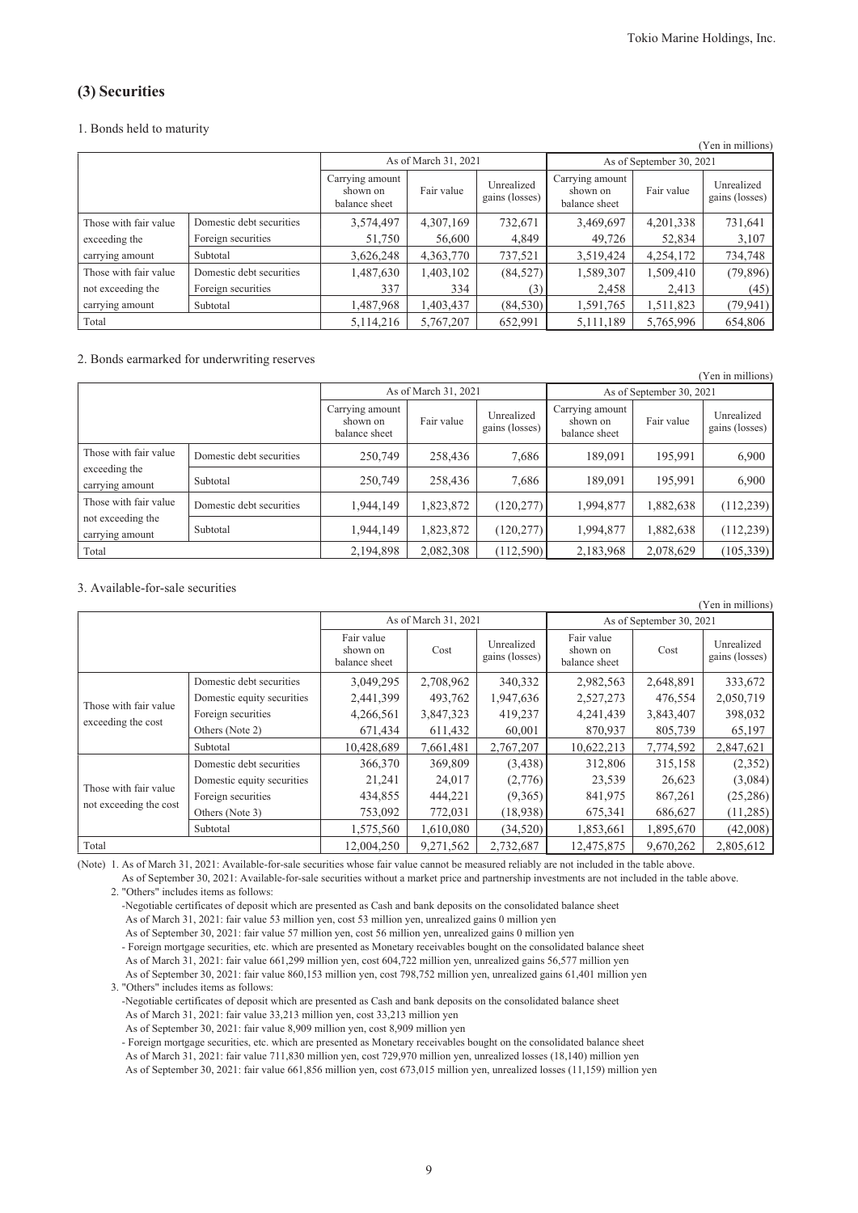## (3) Securities

1. Bonds held to maturity

(Yen in millions)

| | | As of March 31, 2021 | | | As of September 30, 2021 | | |
|---|---|---|---|---|---|---|---|
| | | Carrying amount shown on balance sheet | Fair value | Unrealized gains (losses) | Carrying amount shown on balance sheet | Fair value | Unrealized gains (losses) |
| Those with fair value exceeding the carrying amount | Domestic debt securities | 3,574,497 | 4,307,169 | 732,671 | 3,469,697 | 4,201,338 | 731,641 |
| | Foreign securities | 51,750 | 56,600 | 4,849 | 49,726 | 52,834 | 3,107 |
| | Subtotal | 3,626,248 | 4,363,770 | 737,521 | 3,519,424 | 4,254,172 | 734,748 |
| Those with fair value not exceeding the carrying amount | Domestic debt securities | 1,487,630 | 1,403,102 | (84,527) | 1,589,307 | 1,509,410 | (79,896) |
| | Foreign securities | 337 | 334 | (3) | 2,458 | 2,413 | (45) |
| | Subtotal | 1,487,968 | 1,403,437 | (84,530) | 1,591,765 | 1,511,823 | (79,941) |
| Total | | 5,114,216 | 5,767,207 | 652,991 | 5,111,189 | 5,765,996 | 654,806 |

2. Bonds earmarked for underwriting reserves

(Yen in millions)

| | | As of March 31, 2021 | | | As of September 30, 2021 | | |
|---|---|---|---|---|---|---|---|
| | | Carrying amount shown on balance sheet | Fair value | Unrealized gains (losses) | Carrying amount shown on balance sheet | Fair value | Unrealized gains (losses) |
| Those with fair value exceeding the carrying amount | Domestic debt securities | 250,749 | 258,436 | 7,686 | 189,091 | 195,991 | 6,900 |
| | Subtotal | 250,749 | 258,436 | 7,686 | 189,091 | 195,991 | 6,900 |
| Those with fair value not exceeding the carrying amount | Domestic debt securities | 1,944,149 | 1,823,872 | (120,277) | 1,994,877 | 1,882,638 | (112,239) |
| | Subtotal | 1,944,149 | 1,823,872 | (120,277) | 1,994,877 | 1,882,638 | (112,239) |
| Total | | 2,194,898 | 2,082,308 | (112,590) | 2,183,968 | 2,078,629 | (105,339) |

3. Available-for-sale securities

(Yen in millions)

| | | As of March 31, 2021 | | | As of September 30, 2021 | | |
|---|---|---|---|---|---|---|---|
| | | Fair value shown on balance sheet | Cost | Unrealized gains (losses) | Fair value shown on balance sheet | Cost | Unrealized gains (losses) |
| Those with fair value exceeding the cost | Domestic debt securities | 3,049,295 | 2,708,962 | 340,332 | 2,982,563 | 2,648,891 | 333,672 |
| | Domestic equity securities | 2,441,399 | 493,762 | 1,947,636 | 2,527,273 | 476,554 | 2,050,719 |
| | Foreign securities | 4,266,561 | 3,847,323 | 419,237 | 4,241,439 | 3,843,407 | 398,032 |
| | Others (Note 2) | 671,434 | 611,432 | 60,001 | 870,937 | 805,739 | 65,197 |
| | Subtotal | 10,428,689 | 7,661,481 | 2,767,207 | 10,622,213 | 7,774,592 | 2,847,621 |
| Those with fair value not exceeding the cost | Domestic debt securities | 366,370 | 369,809 | (3,438) | 312,806 | 315,158 | (2,352) |
| | Domestic equity securities | 21,241 | 24,017 | (2,776) | 23,539 | 26,623 | (3,084) |
| | Foreign securities | 434,855 | 444,221 | (9,365) | 841,975 | 867,261 | (25,286) |
| | Others (Note 3) | 753,092 | 772,031 | (18,938) | 675,341 | 686,627 | (11,285) |
| | Subtotal | 1,575,560 | 1,610,080 | (34,520) | 1,853,661 | 1,895,670 | (42,008) |
| Total | | 12,004,250 | 9,271,562 | 2,732,687 | 12,475,875 | 9,670,262 | 2,805,612 |

(Note) 1. As of March 31, 2021: Available-for-sale securities whose fair value cannot be measured reliably are not included in the table above.
As of September 30, 2021: Available-for-sale securities without a market price and partnership investments are not included in the table above.

2. "Others" includes items as follows:
-Negotiable certificates of deposit which are presented as Cash and bank deposits on the consolidated balance sheet
As of March 31, 2021: fair value 53 million yen, cost 53 million yen, unrealized gains 0 million yen
As of September 30, 2021: fair value 57 million yen, cost 56 million yen, unrealized gains 0 million yen
- Foreign mortgage securities, etc. which are presented as Monetary receivables bought on the consolidated balance sheet
As of March 31, 2021: fair value 661,299 million yen, cost 604,722 million yen, unrealized gains 56,577 million yen
As of September 30, 2021: fair value 860,153 million yen, cost 798,752 million yen, unrealized gains 61,401 million yen

3. "Others" includes items as follows:
-Negotiable certificates of deposit which are presented as Cash and bank deposits on the consolidated balance sheet
As of March 31, 2021: fair value 33,213 million yen, cost 33,213 million yen
As of September 30, 2021: fair value 8,909 million yen, cost 8,909 million yen
- Foreign mortgage securities, etc. which are presented as Monetary receivables bought on the consolidated balance sheet
As of March 31, 2021: fair value 711,830 million yen, cost 729,970 million yen, unrealized losses (18,140) million yen
As of September 30, 2021: fair value 661,856 million yen, cost 673,015 million yen, unrealized losses (11,159) million yen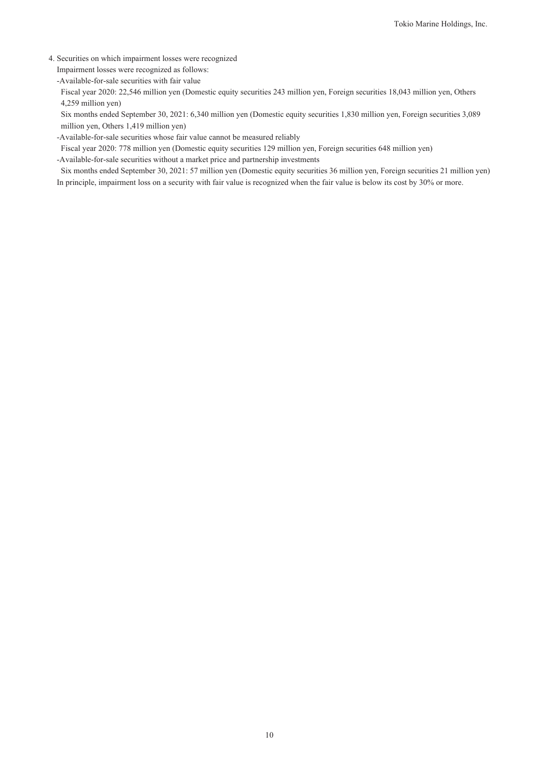4. Securities on which impairment losses were recognized

Impairment losses were recognized as follows:

-Available-for-sale securities with fair value

Fiscal year 2020: 22,546 million yen (Domestic equity securities 243 million yen, Foreign securities 18,043 million yen, Others 4,259 million yen)

Six months ended September 30, 2021: 6,340 million yen (Domestic equity securities 1,830 million yen, Foreign securities 3,089 million yen, Others 1,419 million yen)

-Available-for-sale securities whose fair value cannot be measured reliably

Fiscal year 2020: 778 million yen (Domestic equity securities 129 million yen, Foreign securities 648 million yen)

-Available-for-sale securities without a market price and partnership investments

Six months ended September 30, 2021: 57 million yen (Domestic equity securities 36 million yen, Foreign securities 21 million yen)

In principle, impairment loss on a security with fair value is recognized when the fair value is below its cost by 30% or more.